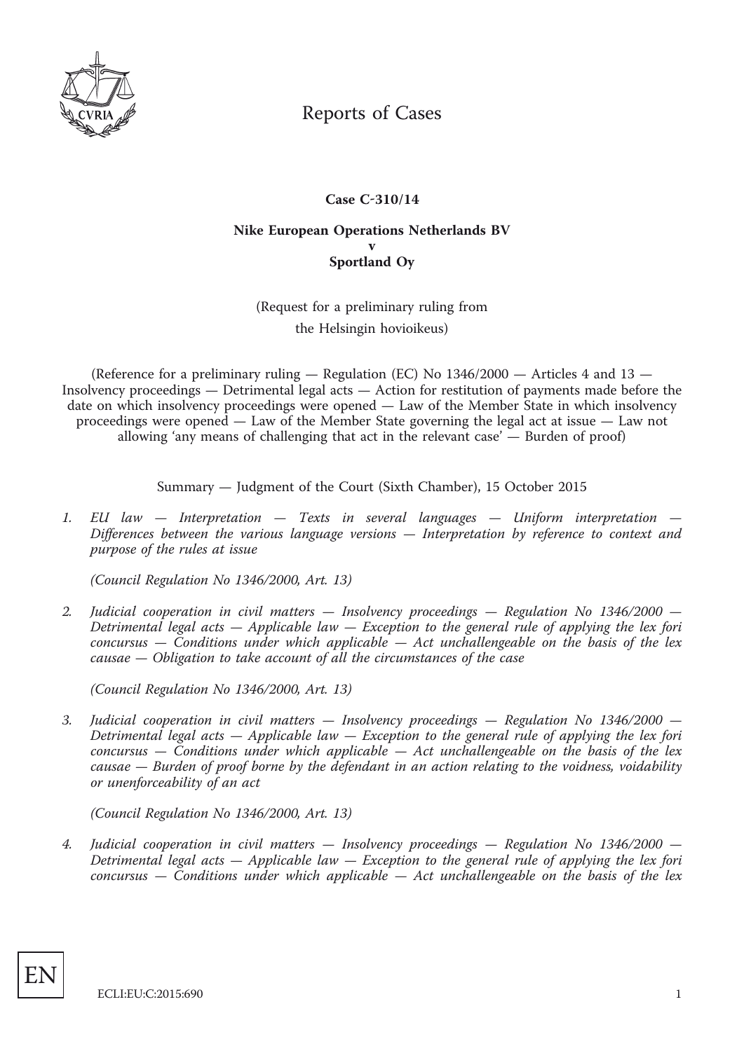# Reports of Cases

**Case C-310/14**

**Nike European Operations Netherlands BV**
**v**
**Sportland Oy**

(Request for a preliminary ruling from
the Helsingin hovioikeus)

(Reference for a preliminary ruling — Regulation (EC) No 1346/2000 — Articles 4 and 13 — Insolvency proceedings — Detrimental legal acts — Action for restitution of payments made before the date on which insolvency proceedings were opened — Law of the Member State in which insolvency proceedings were opened — Law of the Member State governing the legal act at issue — Law not allowing 'any means of challenging that act in the relevant case' — Burden of proof)

Summary — Judgment of the Court (Sixth Chamber), 15 October 2015

1. *EU law — Interpretation — Texts in several languages — Uniform interpretation — Differences between the various language versions — Interpretation by reference to context and purpose of the rules at issue*

   *(Council Regulation No 1346/2000, Art. 13)*

2. *Judicial cooperation in civil matters — Insolvency proceedings — Regulation No 1346/2000 — Detrimental legal acts — Applicable law — Exception to the general rule of applying the lex fori concursus — Conditions under which applicable — Act unchallengeable on the basis of the lex causae — Obligation to take account of all the circumstances of the case*

   *(Council Regulation No 1346/2000, Art. 13)*

3. *Judicial cooperation in civil matters — Insolvency proceedings — Regulation No 1346/2000 — Detrimental legal acts — Applicable law — Exception to the general rule of applying the lex fori concursus — Conditions under which applicable — Act unchallengeable on the basis of the lex causae — Burden of proof borne by the defendant in an action relating to the voidness, voidability or unenforceability of an act*

   *(Council Regulation No 1346/2000, Art. 13)*

4. *Judicial cooperation in civil matters — Insolvency proceedings — Regulation No 1346/2000 — Detrimental legal acts — Applicable law — Exception to the general rule of applying the lex fori concursus — Conditions under which applicable — Act unchallengeable on the basis of the lex*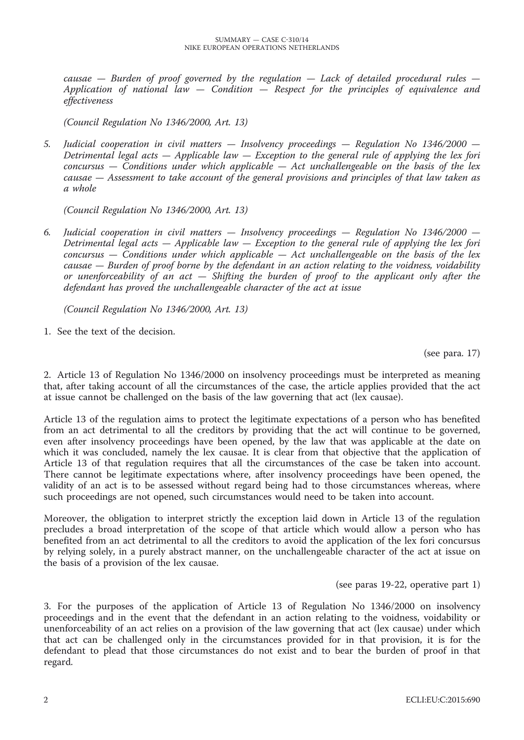*causae — Burden of proof governed by the regulation — Lack of detailed procedural rules — Application of national law — Condition — Respect for the principles of equivalence and effectiveness*

*(Council Regulation No 1346/2000, Art. 13)*

5. *Judicial cooperation in civil matters — Insolvency proceedings — Regulation No 1346/2000 — Detrimental legal acts — Applicable law — Exception to the general rule of applying the lex fori concursus — Conditions under which applicable — Act unchallengeable on the basis of the lex causae — Assessment to take account of the general provisions and principles of that law taken as a whole*

   *(Council Regulation No 1346/2000, Art. 13)*

6. *Judicial cooperation in civil matters — Insolvency proceedings — Regulation No 1346/2000 — Detrimental legal acts — Applicable law — Exception to the general rule of applying the lex fori concursus — Conditions under which applicable — Act unchallengeable on the basis of the lex causae — Burden of proof borne by the defendant in an action relating to the voidness, voidability or unenforceability of an act — Shifting the burden of proof to the applicant only after the defendant has proved the unchallengeable character of the act at issue*

   *(Council Regulation No 1346/2000, Art. 13)*

1. See the text of the decision.

(see para. 17)

2. Article 13 of Regulation No 1346/2000 on insolvency proceedings must be interpreted as meaning that, after taking account of all the circumstances of the case, the article applies provided that the act at issue cannot be challenged on the basis of the law governing that act (lex causae).

Article 13 of the regulation aims to protect the legitimate expectations of a person who has benefited from an act detrimental to all the creditors by providing that the act will continue to be governed, even after insolvency proceedings have been opened, by the law that was applicable at the date on which it was concluded, namely the lex causae. It is clear from that objective that the application of Article 13 of that regulation requires that all the circumstances of the case be taken into account. There cannot be legitimate expectations where, after insolvency proceedings have been opened, the validity of an act is to be assessed without regard being had to those circumstances whereas, where such proceedings are not opened, such circumstances would need to be taken into account.

Moreover, the obligation to interpret strictly the exception laid down in Article 13 of the regulation precludes a broad interpretation of the scope of that article which would allow a person who has benefited from an act detrimental to all the creditors to avoid the application of the lex fori concursus by relying solely, in a purely abstract manner, on the unchallengeable character of the act at issue on the basis of a provision of the lex causae.

(see paras 19-22, operative part 1)

3. For the purposes of the application of Article 13 of Regulation No 1346/2000 on insolvency proceedings and in the event that the defendant in an action relating to the voidness, voidability or unenforceability of an act relies on a provision of the law governing that act (lex causae) under which that act can be challenged only in the circumstances provided for in that provision, it is for the defendant to plead that those circumstances do not exist and to bear the burden of proof in that regard.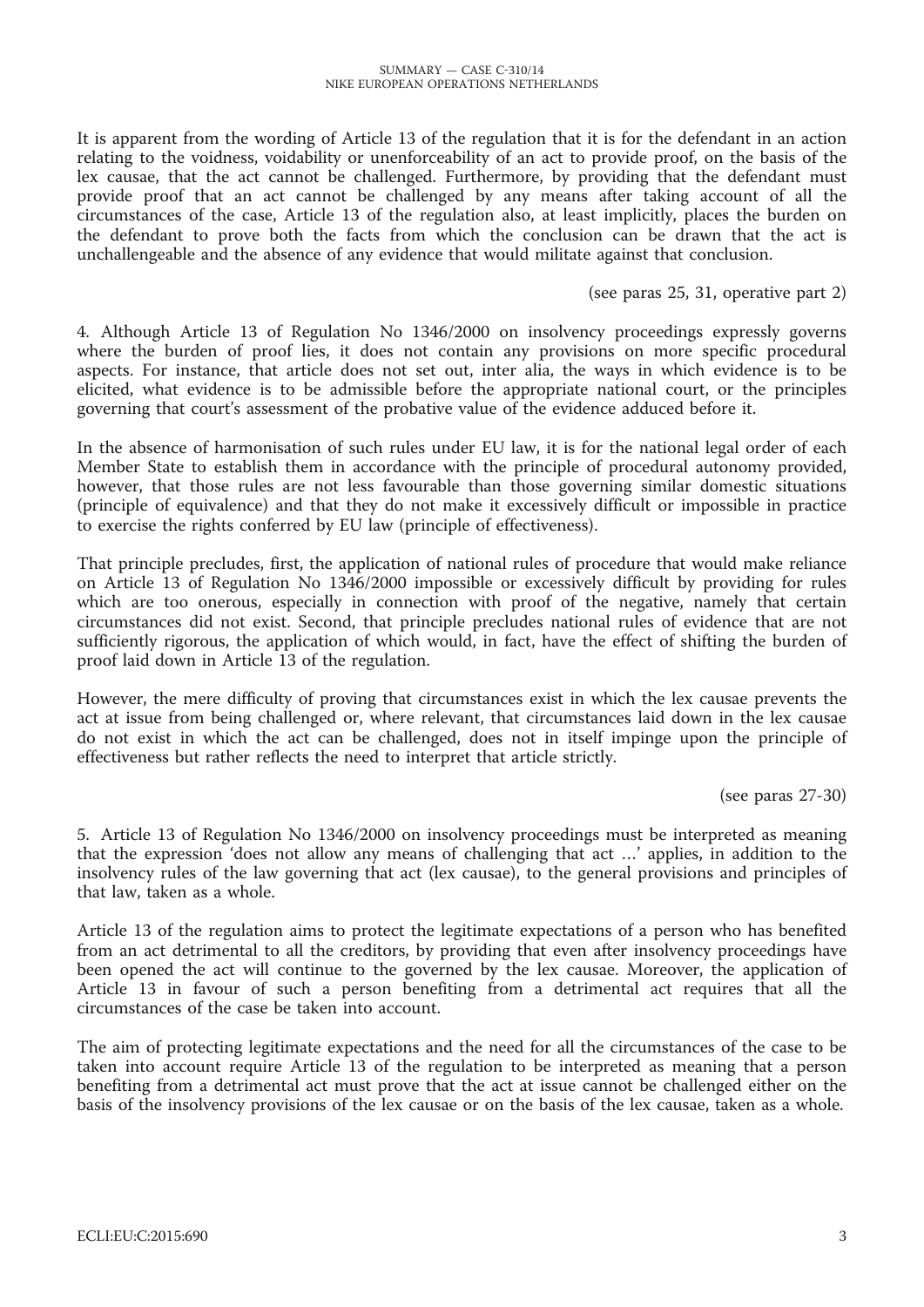It is apparent from the wording of Article 13 of the regulation that it is for the defendant in an action relating to the voidness, voidability or unenforceability of an act to provide proof, on the basis of the lex causae, that the act cannot be challenged. Furthermore, by providing that the defendant must provide proof that an act cannot be challenged by any means after taking account of all the circumstances of the case, Article 13 of the regulation also, at least implicitly, places the burden on the defendant to prove both the facts from which the conclusion can be drawn that the act is unchallengeable and the absence of any evidence that would militate against that conclusion.

(see paras 25, 31, operative part 2)

4. Although Article 13 of Regulation No 1346/2000 on insolvency proceedings expressly governs where the burden of proof lies, it does not contain any provisions on more specific procedural aspects. For instance, that article does not set out, inter alia, the ways in which evidence is to be elicited, what evidence is to be admissible before the appropriate national court, or the principles governing that court's assessment of the probative value of the evidence adduced before it.

In the absence of harmonisation of such rules under EU law, it is for the national legal order of each Member State to establish them in accordance with the principle of procedural autonomy provided, however, that those rules are not less favourable than those governing similar domestic situations (principle of equivalence) and that they do not make it excessively difficult or impossible in practice to exercise the rights conferred by EU law (principle of effectiveness).

That principle precludes, first, the application of national rules of procedure that would make reliance on Article 13 of Regulation No 1346/2000 impossible or excessively difficult by providing for rules which are too onerous, especially in connection with proof of the negative, namely that certain circumstances did not exist. Second, that principle precludes national rules of evidence that are not sufficiently rigorous, the application of which would, in fact, have the effect of shifting the burden of proof laid down in Article 13 of the regulation.

However, the mere difficulty of proving that circumstances exist in which the lex causae prevents the act at issue from being challenged or, where relevant, that circumstances laid down in the lex causae do not exist in which the act can be challenged, does not in itself impinge upon the principle of effectiveness but rather reflects the need to interpret that article strictly.

(see paras 27-30)

5. Article 13 of Regulation No 1346/2000 on insolvency proceedings must be interpreted as meaning that the expression 'does not allow any means of challenging that act …' applies, in addition to the insolvency rules of the law governing that act (lex causae), to the general provisions and principles of that law, taken as a whole.

Article 13 of the regulation aims to protect the legitimate expectations of a person who has benefited from an act detrimental to all the creditors, by providing that even after insolvency proceedings have been opened the act will continue to the governed by the lex causae. Moreover, the application of Article 13 in favour of such a person benefiting from a detrimental act requires that all the circumstances of the case be taken into account.

The aim of protecting legitimate expectations and the need for all the circumstances of the case to be taken into account require Article 13 of the regulation to be interpreted as meaning that a person benefiting from a detrimental act must prove that the act at issue cannot be challenged either on the basis of the insolvency provisions of the lex causae or on the basis of the lex causae, taken as a whole.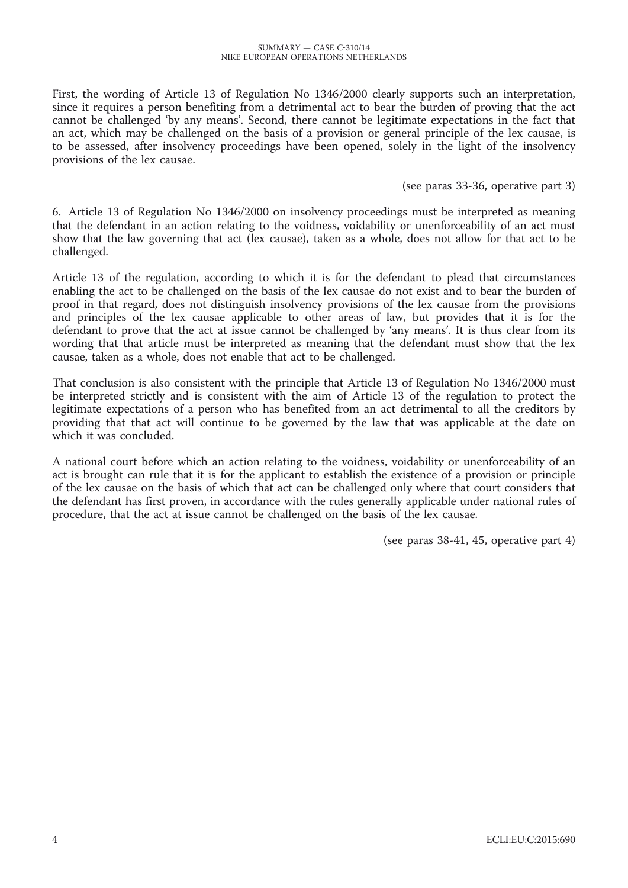First, the wording of Article 13 of Regulation No 1346/2000 clearly supports such an interpretation, since it requires a person benefiting from a detrimental act to bear the burden of proving that the act cannot be challenged 'by any means'. Second, there cannot be legitimate expectations in the fact that an act, which may be challenged on the basis of a provision or general principle of the lex causae, is to be assessed, after insolvency proceedings have been opened, solely in the light of the insolvency provisions of the lex causae.

(see paras 33-36, operative part 3)

6. Article 13 of Regulation No 1346/2000 on insolvency proceedings must be interpreted as meaning that the defendant in an action relating to the voidness, voidability or unenforceability of an act must show that the law governing that act (lex causae), taken as a whole, does not allow for that act to be challenged.

Article 13 of the regulation, according to which it is for the defendant to plead that circumstances enabling the act to be challenged on the basis of the lex causae do not exist and to bear the burden of proof in that regard, does not distinguish insolvency provisions of the lex causae from the provisions and principles of the lex causae applicable to other areas of law, but provides that it is for the defendant to prove that the act at issue cannot be challenged by 'any means'. It is thus clear from its wording that that article must be interpreted as meaning that the defendant must show that the lex causae, taken as a whole, does not enable that act to be challenged.

That conclusion is also consistent with the principle that Article 13 of Regulation No 1346/2000 must be interpreted strictly and is consistent with the aim of Article 13 of the regulation to protect the legitimate expectations of a person who has benefited from an act detrimental to all the creditors by providing that that act will continue to be governed by the law that was applicable at the date on which it was concluded.

A national court before which an action relating to the voidness, voidability or unenforceability of an act is brought can rule that it is for the applicant to establish the existence of a provision or principle of the lex causae on the basis of which that act can be challenged only where that court considers that the defendant has first proven, in accordance with the rules generally applicable under national rules of procedure, that the act at issue cannot be challenged on the basis of the lex causae.

(see paras 38-41, 45, operative part 4)